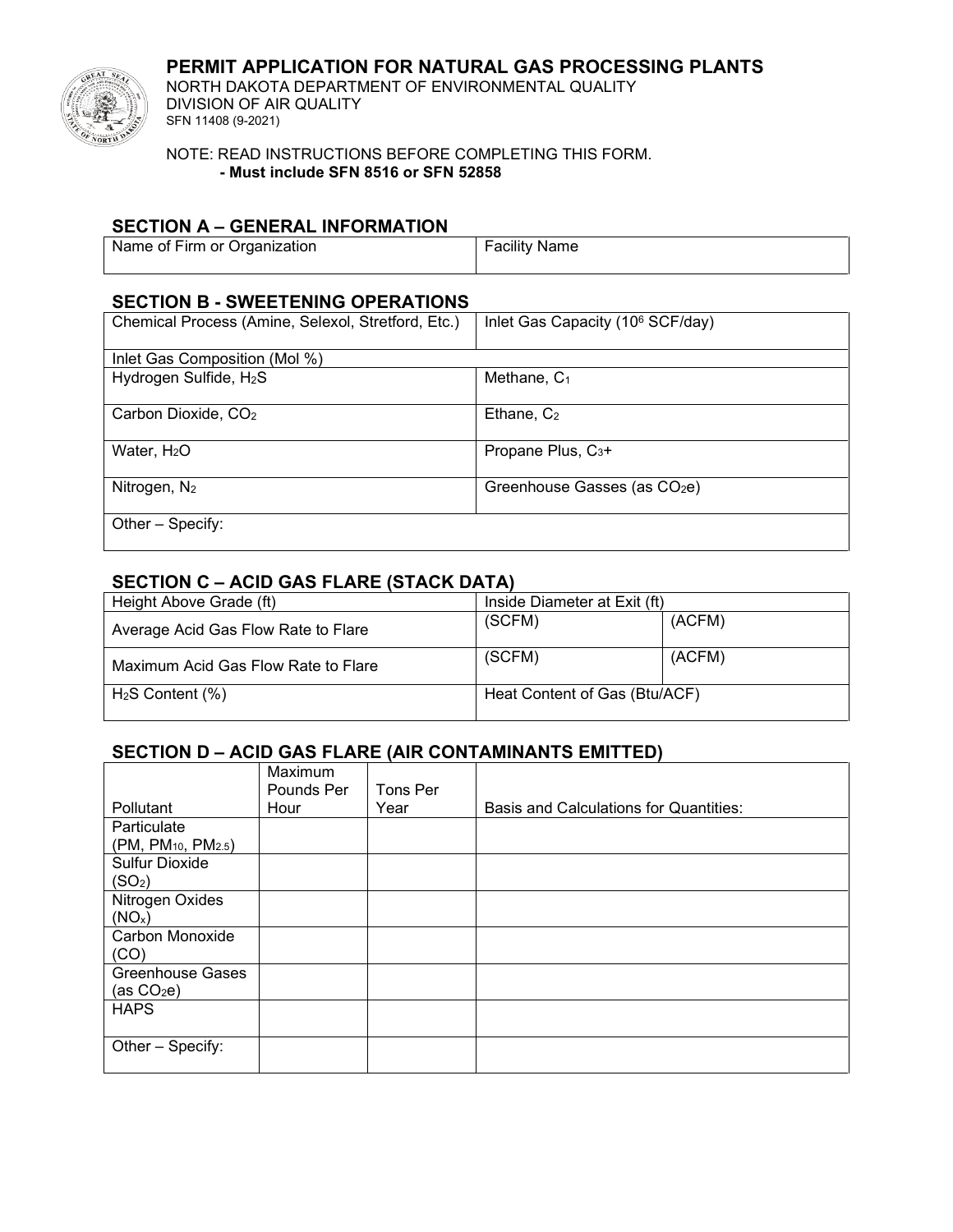# PERMIT APPLICATION FOR NATURAL GAS PROCESSING PLANTS

NORTH DAKOTA DEPARTMENT OF ENVIRONMENTAL QUALITY
DIVISION OF AIR QUALITY
SFN 11408 (9-2021)

NOTE: READ INSTRUCTIONS BEFORE COMPLETING THIS FORM.
**- Must include SFN 8516 or SFN 52858**

## SECTION A – GENERAL INFORMATION

| Name of Firm or Organization | Facility Name |
|---|---|
| | |

## SECTION B - SWEETENING OPERATIONS

| Chemical Process (Amine, Selexol, Stretford, Etc.) | Inlet Gas Capacity ($10^6$ SCF/day) |
|---|---|
| Inlet Gas Composition (Mol %) | |
| Hydrogen Sulfide, $H_2S$ | Methane, $C_1$ |
| Carbon Dioxide, $CO_2$ | Ethane, $C_2$ |
| Water, $H_2O$ | Propane Plus, $C_3$+ |
| Nitrogen, $N_2$ | Greenhouse Gasses (as $CO_2e$) |
| Other – Specify: | |

## SECTION C – ACID GAS FLARE (STACK DATA)

| Height Above Grade (ft) | Inside Diameter at Exit (ft) | |
|---|---|---|
| Average Acid Gas Flow Rate to Flare | (SCFM) | (ACFM) |
| Maximum Acid Gas Flow Rate to Flare | (SCFM) | (ACFM) |
| $H_2S$ Content (%) | Heat Content of Gas (Btu/ACF) | |

## SECTION D – ACID GAS FLARE (AIR CONTAMINANTS EMITTED)

| Pollutant | Maximum Pounds Per Hour | Tons Per Year | Basis and Calculations for Quantities: |
|---|---|---|---|
| Particulate (PM, $PM_{10}$, $PM_{2.5}$) | | | |
| Sulfur Dioxide ($SO_2$) | | | |
| Nitrogen Oxides ($NO_x$) | | | |
| Carbon Monoxide (CO) | | | |
| Greenhouse Gases (as $CO_2e$) | | | |
| HAPS | | | |
| Other – Specify: | | | |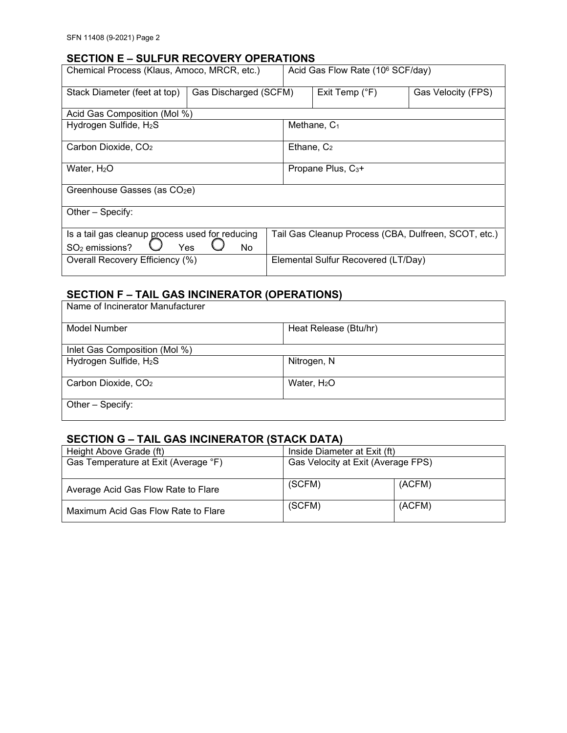## SECTION E – SULFUR RECOVERY OPERATIONS

| Chemical Process (Klaus, Amoco, MRCR, etc.) | | Acid Gas Flow Rate ($10^6$ SCF/day) | |
|---|---|---|---|
| Stack Diameter (feet at top) | Gas Discharged (SCFM) | Exit Temp (°F) | Gas Velocity (FPS) |

| Acid Gas Composition (Mol %) | |
|---|---|
| Hydrogen Sulfide, $H_2S$ | Methane, $C_1$ |
| Carbon Dioxide, $CO_2$ | Ethane, $C_2$ |
| Water, $H_2O$ | Propane Plus, $C_3$+ |
| Greenhouse Gasses (as $CO_2$e) | |
| Other – Specify: | |
| Is a tail gas cleanup process used for reducing $SO_2$ emissions? ○ Yes ○ No | Tail Gas Cleanup Process (CBA, Dulfreen, SCOT, etc.) |
| Overall Recovery Efficiency (%) | Elemental Sulfur Recovered (LT/Day) |

## SECTION F – TAIL GAS INCINERATOR (OPERATIONS)

| Name of Incinerator Manufacturer | |
|---|---|
| Model Number | Heat Release (Btu/hr) |
| Inlet Gas Composition (Mol %) | |
| Hydrogen Sulfide, $H_2S$ | Nitrogen, N |
| Carbon Dioxide, $CO_2$ | Water, $H_2O$ |
| Other – Specify: | |

## SECTION G – TAIL GAS INCINERATOR (STACK DATA)

| Height Above Grade (ft) | Inside Diameter at Exit (ft) | |
|---|---|---|
| Gas Temperature at Exit (Average °F) | Gas Velocity at Exit (Average FPS) | |
| Average Acid Gas Flow Rate to Flare | (SCFM) | (ACFM) |
| Maximum Acid Gas Flow Rate to Flare | (SCFM) | (ACFM) |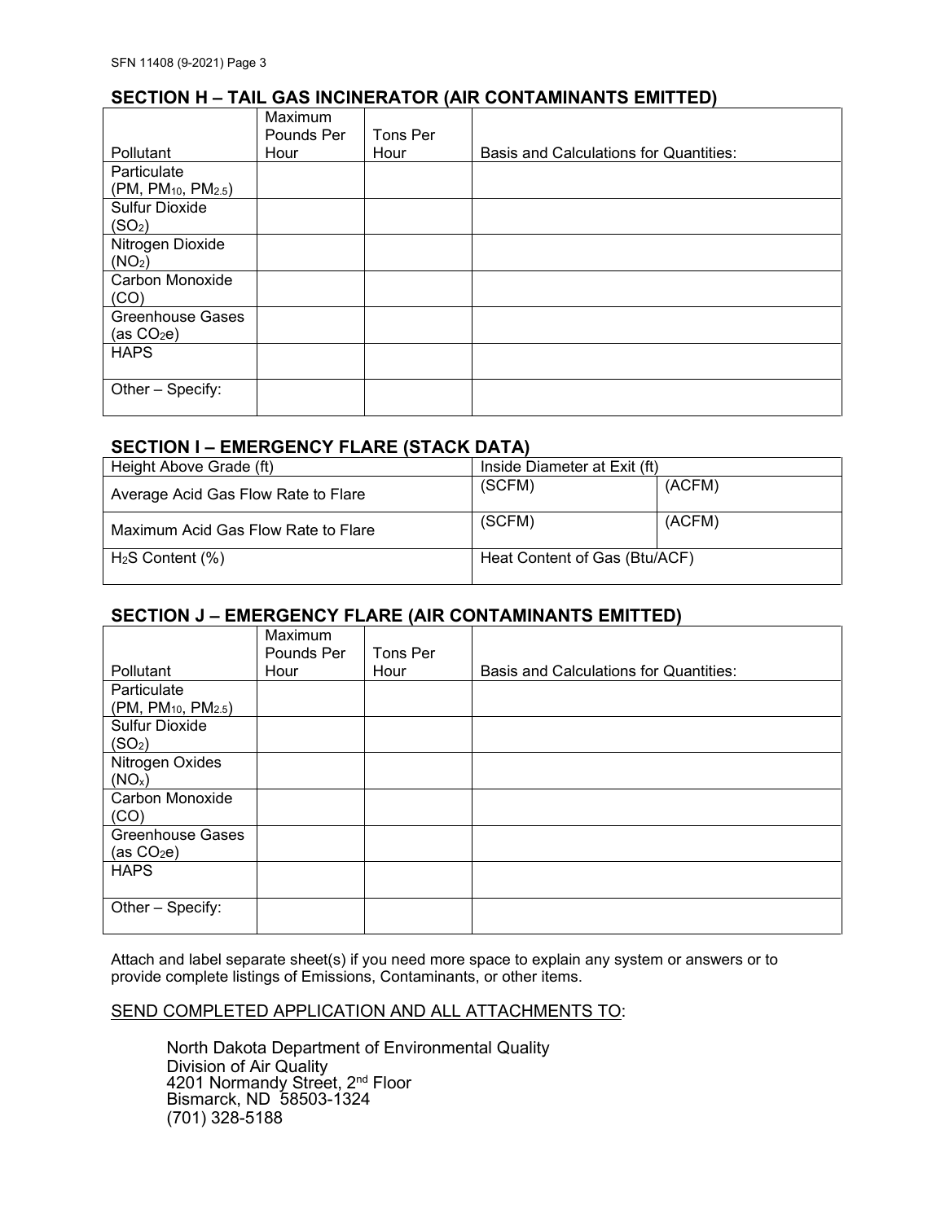## SECTION H – TAIL GAS INCINERATOR (AIR CONTAMINANTS EMITTED)

| Pollutant | Maximum Pounds Per Hour | Tons Per Hour | Basis and Calculations for Quantities: |
|---|---|---|---|
| Particulate (PM, $PM_{10}$, $PM_{2.5}$) | | | |
| Sulfur Dioxide ($SO_2$) | | | |
| Nitrogen Dioxide ($NO_2$) | | | |
| Carbon Monoxide (CO) | | | |
| Greenhouse Gases (as $CO_2e$) | | | |
| HAPS | | | |
| Other – Specify: | | | |

## SECTION I – EMERGENCY FLARE (STACK DATA)

| Height Above Grade (ft) | Inside Diameter at Exit (ft) | |
|---|---|---|
| Average Acid Gas Flow Rate to Flare | (SCFM) | (ACFM) |
| Maximum Acid Gas Flow Rate to Flare | (SCFM) | (ACFM) |
| $H_2S$ Content (%) | Heat Content of Gas (Btu/ACF) | |

## SECTION J – EMERGENCY FLARE (AIR CONTAMINANTS EMITTED)

| Pollutant | Maximum Pounds Per Hour | Tons Per Hour | Basis and Calculations for Quantities: |
|---|---|---|---|
| Particulate (PM, $PM_{10}$, $PM_{2.5}$) | | | |
| Sulfur Dioxide ($SO_2$) | | | |
| Nitrogen Oxides ($NO_x$) | | | |
| Carbon Monoxide (CO) | | | |
| Greenhouse Gases (as $CO_2e$) | | | |
| HAPS | | | |
| Other – Specify: | | | |

Attach and label separate sheet(s) if you need more space to explain any system or answers or to provide complete listings of Emissions, Contaminants, or other items.

SEND COMPLETED APPLICATION AND ALL ATTACHMENTS TO:

North Dakota Department of Environmental Quality
Division of Air Quality
4201 Normandy Street, 2nd Floor
Bismarck, ND 58503-1324
(701) 328-5188